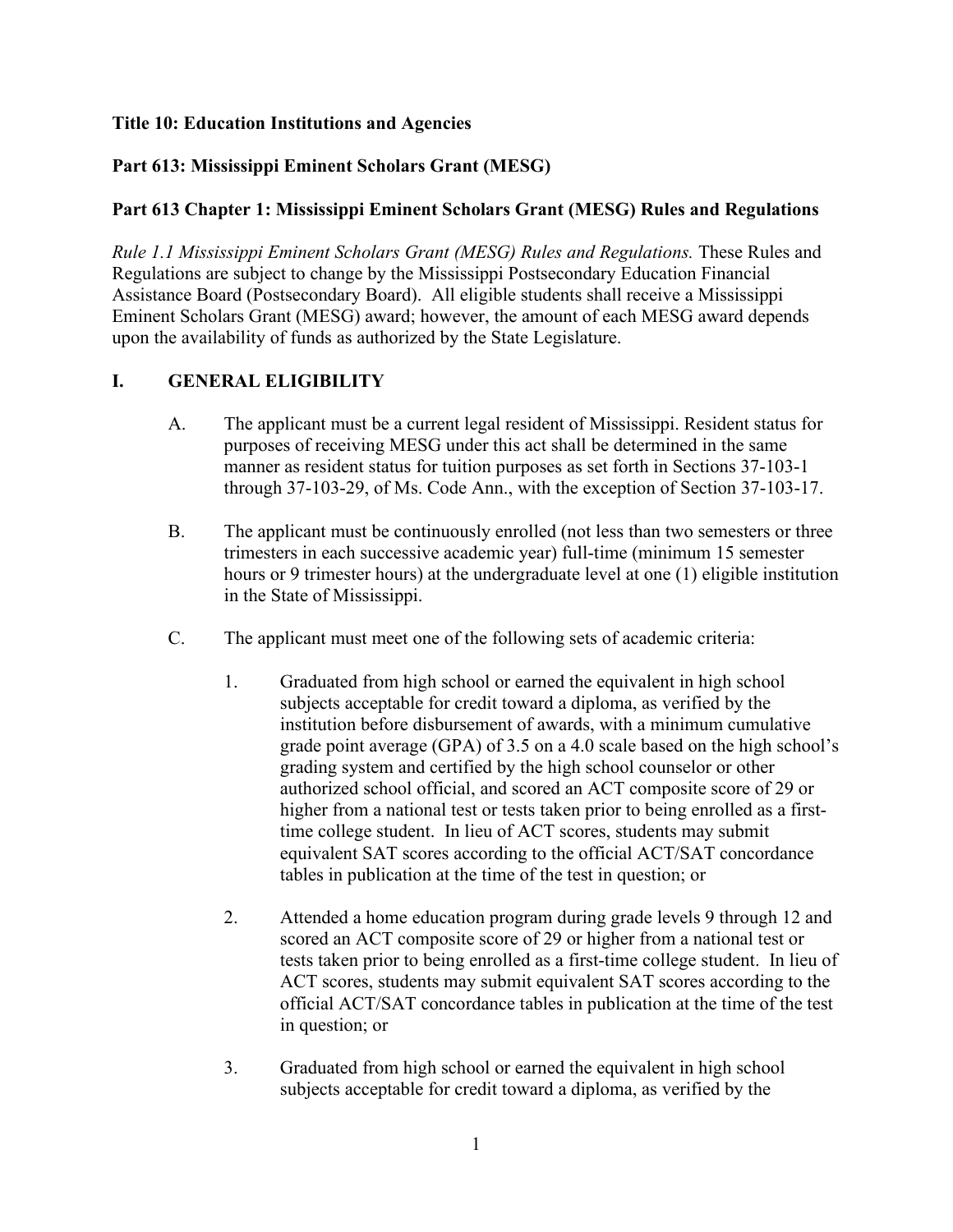**Title 10: Education Institutions and Agencies**

**Part 613: Mississippi Eminent Scholars Grant (MESG)**

**Part 613 Chapter 1: Mississippi Eminent Scholars Grant (MESG) Rules and Regulations**

*Rule 1.1 Mississippi Eminent Scholars Grant (MESG) Rules and Regulations.* These Rules and Regulations are subject to change by the Mississippi Postsecondary Education Financial Assistance Board (Postsecondary Board). All eligible students shall receive a Mississippi Eminent Scholars Grant (MESG) award; however, the amount of each MESG award depends upon the availability of funds as authorized by the State Legislature.

## I. GENERAL ELIGIBILITY

A. The applicant must be a current legal resident of Mississippi. Resident status for purposes of receiving MESG under this act shall be determined in the same manner as resident status for tuition purposes as set forth in Sections 37-103-1 through 37-103-29, of Ms. Code Ann., with the exception of Section 37-103-17.

B. The applicant must be continuously enrolled (not less than two semesters or three trimesters in each successive academic year) full-time (minimum 15 semester hours or 9 trimester hours) at the undergraduate level at one (1) eligible institution in the State of Mississippi.

C. The applicant must meet one of the following sets of academic criteria:

1. Graduated from high school or earned the equivalent in high school subjects acceptable for credit toward a diploma, as verified by the institution before disbursement of awards, with a minimum cumulative grade point average (GPA) of 3.5 on a 4.0 scale based on the high school's grading system and certified by the high school counselor or other authorized school official, and scored an ACT composite score of 29 or higher from a national test or tests taken prior to being enrolled as a first-time college student. In lieu of ACT scores, students may submit equivalent SAT scores according to the official ACT/SAT concordance tables in publication at the time of the test in question; or

2. Attended a home education program during grade levels 9 through 12 and scored an ACT composite score of 29 or higher from a national test or tests taken prior to being enrolled as a first-time college student. In lieu of ACT scores, students may submit equivalent SAT scores according to the official ACT/SAT concordance tables in publication at the time of the test in question; or

3. Graduated from high school or earned the equivalent in high school subjects acceptable for credit toward a diploma, as verified by the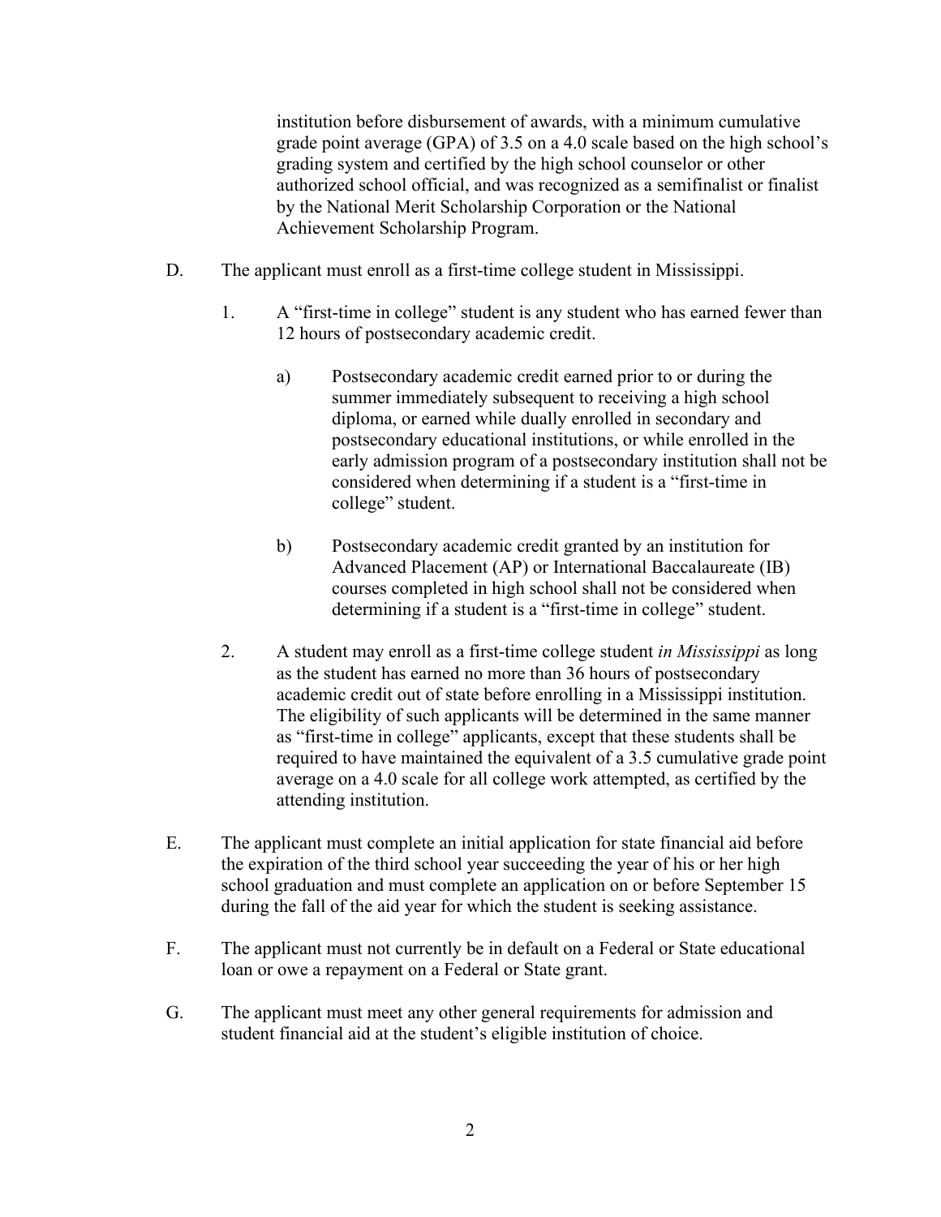institution before disbursement of awards, with a minimum cumulative grade point average (GPA) of 3.5 on a 4.0 scale based on the high school's grading system and certified by the high school counselor or other authorized school official, and was recognized as a semifinalist or finalist by the National Merit Scholarship Corporation or the National Achievement Scholarship Program.

D. The applicant must enroll as a first-time college student in Mississippi.

   1. A "first-time in college" student is any student who has earned fewer than 12 hours of postsecondary academic credit.

      a) Postsecondary academic credit earned prior to or during the summer immediately subsequent to receiving a high school diploma, or earned while dually enrolled in secondary and postsecondary educational institutions, or while enrolled in the early admission program of a postsecondary institution shall not be considered when determining if a student is a "first-time in college" student.

      b) Postsecondary academic credit granted by an institution for Advanced Placement (AP) or International Baccalaureate (IB) courses completed in high school shall not be considered when determining if a student is a "first-time in college" student.

   2. A student may enroll as a first-time college student *in Mississippi* as long as the student has earned no more than 36 hours of postsecondary academic credit out of state before enrolling in a Mississippi institution. The eligibility of such applicants will be determined in the same manner as "first-time in college" applicants, except that these students shall be required to have maintained the equivalent of a 3.5 cumulative grade point average on a 4.0 scale for all college work attempted, as certified by the attending institution.

E. The applicant must complete an initial application for state financial aid before the expiration of the third school year succeeding the year of his or her high school graduation and must complete an application on or before September 15 during the fall of the aid year for which the student is seeking assistance.

F. The applicant must not currently be in default on a Federal or State educational loan or owe a repayment on a Federal or State grant.

G. The applicant must meet any other general requirements for admission and student financial aid at the student's eligible institution of choice.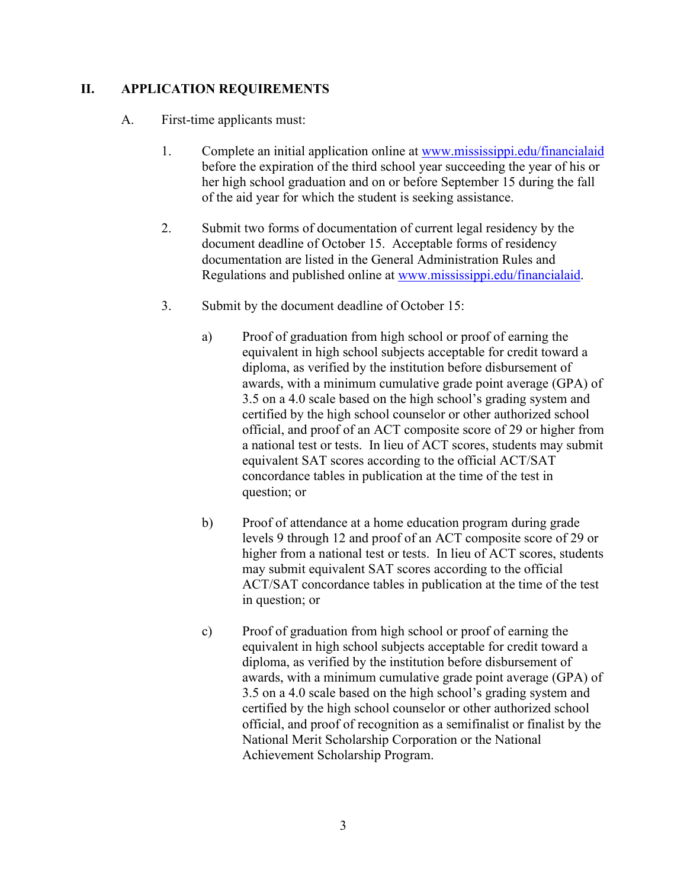## II. APPLICATION REQUIREMENTS

A. First-time applicants must:

1. Complete an initial application online at [www.mississippi.edu/financialaid](http://www.mississippi.edu/financialaid) before the expiration of the third school year succeeding the year of his or her high school graduation and on or before September 15 during the fall of the aid year for which the student is seeking assistance.

2. Submit two forms of documentation of current legal residency by the document deadline of October 15. Acceptable forms of residency documentation are listed in the General Administration Rules and Regulations and published online at [www.mississippi.edu/financialaid](http://www.mississippi.edu/financialaid).

3. Submit by the document deadline of October 15:

   a) Proof of graduation from high school or proof of earning the equivalent in high school subjects acceptable for credit toward a diploma, as verified by the institution before disbursement of awards, with a minimum cumulative grade point average (GPA) of 3.5 on a 4.0 scale based on the high school's grading system and certified by the high school counselor or other authorized school official, and proof of an ACT composite score of 29 or higher from a national test or tests. In lieu of ACT scores, students may submit equivalent SAT scores according to the official ACT/SAT concordance tables in publication at the time of the test in question; or

   b) Proof of attendance at a home education program during grade levels 9 through 12 and proof of an ACT composite score of 29 or higher from a national test or tests. In lieu of ACT scores, students may submit equivalent SAT scores according to the official ACT/SAT concordance tables in publication at the time of the test in question; or

   c) Proof of graduation from high school or proof of earning the equivalent in high school subjects acceptable for credit toward a diploma, as verified by the institution before disbursement of awards, with a minimum cumulative grade point average (GPA) of 3.5 on a 4.0 scale based on the high school's grading system and certified by the high school counselor or other authorized school official, and proof of recognition as a semifinalist or finalist by the National Merit Scholarship Corporation or the National Achievement Scholarship Program.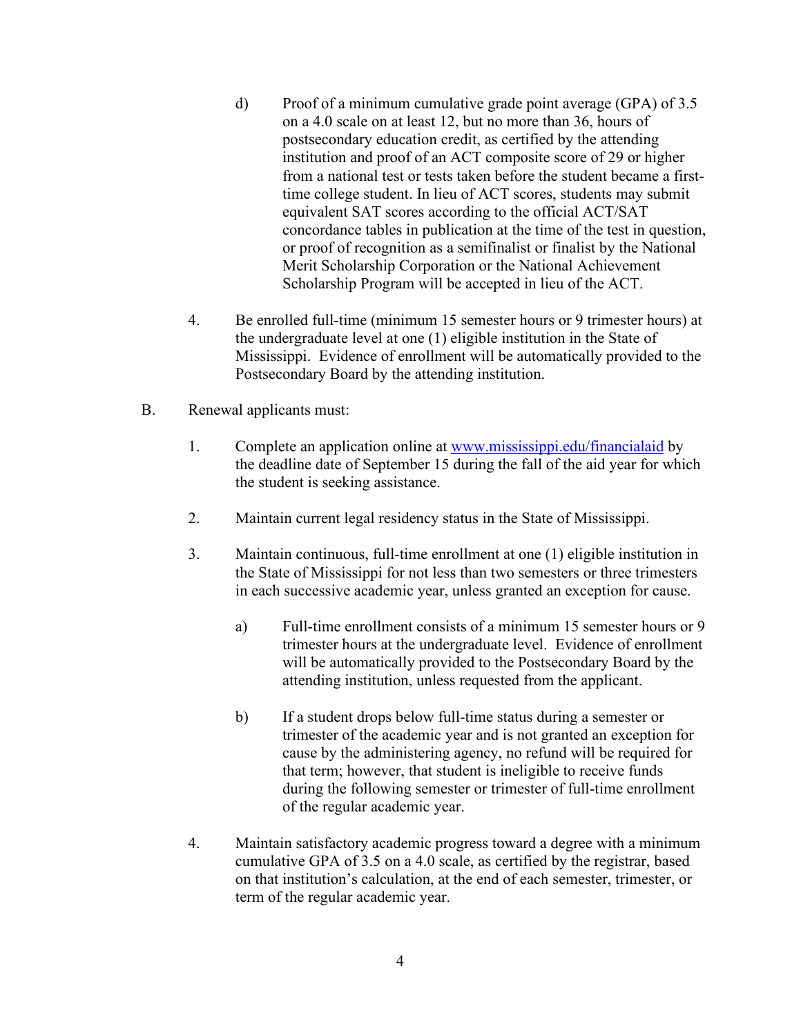d) Proof of a minimum cumulative grade point average (GPA) of 3.5 on a 4.0 scale on at least 12, but no more than 36, hours of postsecondary education credit, as certified by the attending institution and proof of an ACT composite score of 29 or higher from a national test or tests taken before the student became a first-time college student. In lieu of ACT scores, students may submit equivalent SAT scores according to the official ACT/SAT concordance tables in publication at the time of the test in question, or proof of recognition as a semifinalist or finalist by the National Merit Scholarship Corporation or the National Achievement Scholarship Program will be accepted in lieu of the ACT.

4. Be enrolled full-time (minimum 15 semester hours or 9 trimester hours) at the undergraduate level at one (1) eligible institution in the State of Mississippi. Evidence of enrollment will be automatically provided to the Postsecondary Board by the attending institution.

B. Renewal applicants must:

1. Complete an application online at [www.mississippi.edu/financialaid](http://www.mississippi.edu/financialaid) by the deadline date of September 15 during the fall of the aid year for which the student is seeking assistance.

2. Maintain current legal residency status in the State of Mississippi.

3. Maintain continuous, full-time enrollment at one (1) eligible institution in the State of Mississippi for not less than two semesters or three trimesters in each successive academic year, unless granted an exception for cause.

   a) Full-time enrollment consists of a minimum 15 semester hours or 9 trimester hours at the undergraduate level. Evidence of enrollment will be automatically provided to the Postsecondary Board by the attending institution, unless requested from the applicant.

   b) If a student drops below full-time status during a semester or trimester of the academic year and is not granted an exception for cause by the administering agency, no refund will be required for that term; however, that student is ineligible to receive funds during the following semester or trimester of full-time enrollment of the regular academic year.

4. Maintain satisfactory academic progress toward a degree with a minimum cumulative GPA of 3.5 on a 4.0 scale, as certified by the registrar, based on that institution's calculation, at the end of each semester, trimester, or term of the regular academic year.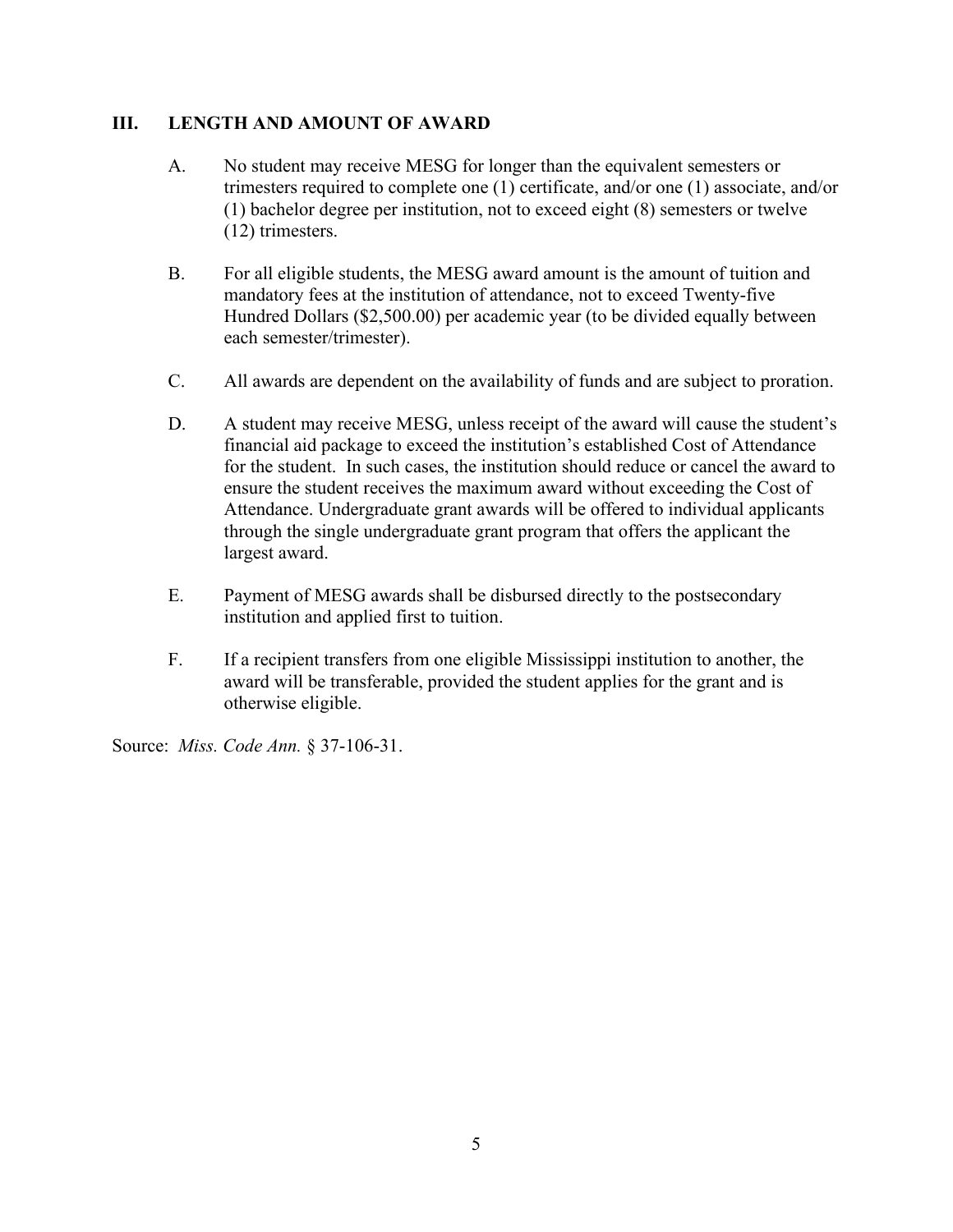## III. LENGTH AND AMOUNT OF AWARD

A. No student may receive MESG for longer than the equivalent semesters or trimesters required to complete one (1) certificate, and/or one (1) associate, and/or (1) bachelor degree per institution, not to exceed eight (8) semesters or twelve (12) trimesters.

B. For all eligible students, the MESG award amount is the amount of tuition and mandatory fees at the institution of attendance, not to exceed Twenty-five Hundred Dollars ($2,500.00) per academic year (to be divided equally between each semester/trimester).

C. All awards are dependent on the availability of funds and are subject to proration.

D. A student may receive MESG, unless receipt of the award will cause the student's financial aid package to exceed the institution's established Cost of Attendance for the student. In such cases, the institution should reduce or cancel the award to ensure the student receives the maximum award without exceeding the Cost of Attendance. Undergraduate grant awards will be offered to individual applicants through the single undergraduate grant program that offers the applicant the largest award.

E. Payment of MESG awards shall be disbursed directly to the postsecondary institution and applied first to tuition.

F. If a recipient transfers from one eligible Mississippi institution to another, the award will be transferable, provided the student applies for the grant and is otherwise eligible.

Source: *Miss. Code Ann.* § 37-106-31.